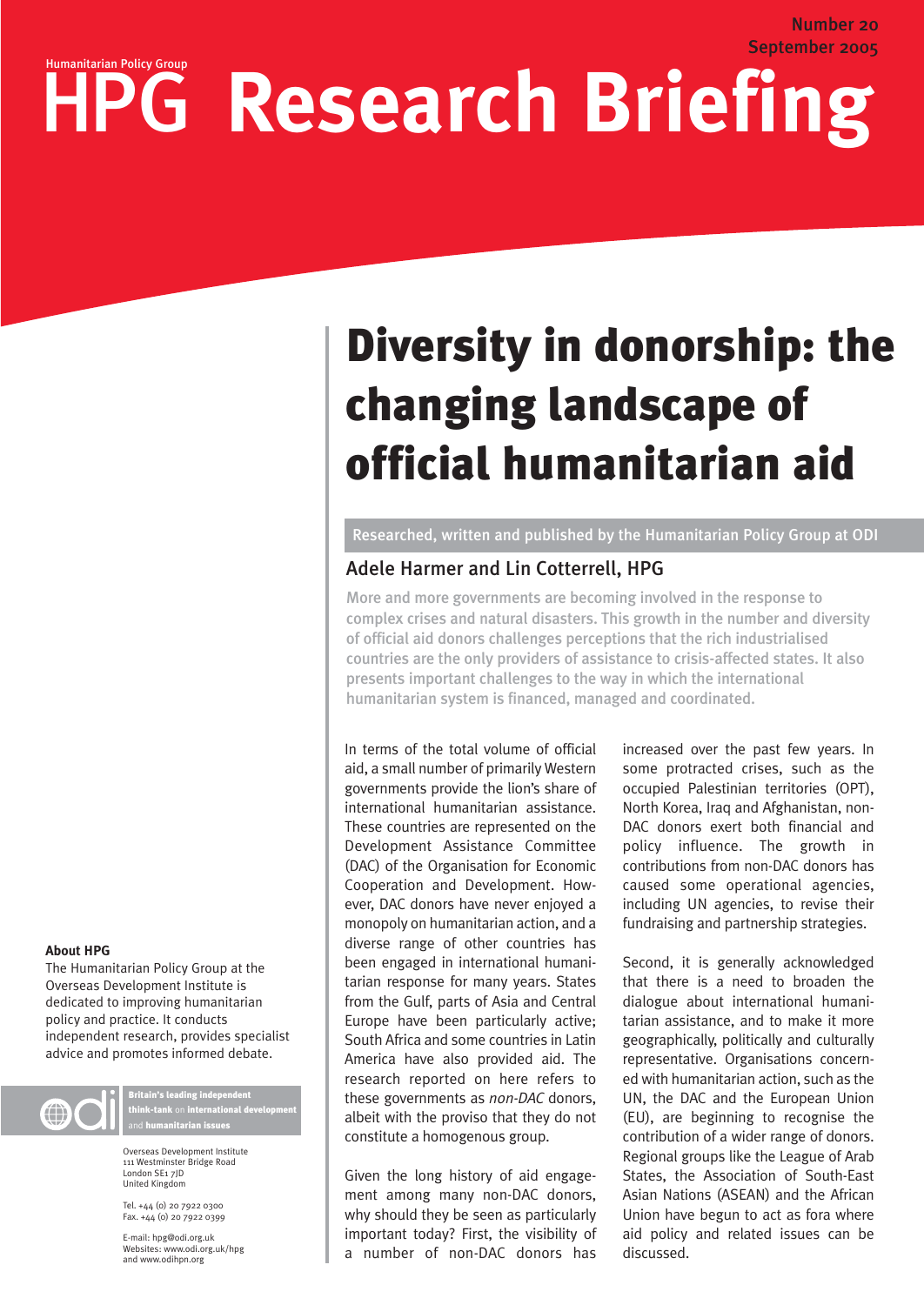Number 20
September 2005

Humanitarian Policy Group

# HPG Research Briefing

# Diversity in donorship: the changing landscape of official humanitarian aid

Researched, written and published by the Humanitarian Policy Group at ODI

## Adele Harmer and Lin Cotterrell, HPG

More and more governments are becoming involved in the response to complex crises and natural disasters. This growth in the number and diversity of official aid donors challenges perceptions that the rich industrialised countries are the only providers of assistance to crisis-affected states. It also presents important challenges to the way in which the international humanitarian system is financed, managed and coordinated.

In terms of the total volume of official aid, a small number of primarily Western governments provide the lion's share of international humanitarian assistance. These countries are represented on the Development Assistance Committee (DAC) of the Organisation for Economic Cooperation and Development. However, DAC donors have never enjoyed a monopoly on humanitarian action, and a diverse range of other countries has been engaged in international humanitarian response for many years. States from the Gulf, parts of Asia and Central Europe have been particularly active; South Africa and some countries in Latin America have also provided aid. The research reported on here refers to these governments as *non-DAC* donors, albeit with the proviso that they do not constitute a homogenous group.

Given the long history of aid engagement among many non-DAC donors, why should they be seen as particularly important today? First, the visibility of a number of non-DAC donors has increased over the past few years. In some protracted crises, such as the occupied Palestinian territories (OPT), North Korea, Iraq and Afghanistan, non-DAC donors exert both financial and policy influence. The growth in contributions from non-DAC donors has caused some operational agencies, including UN agencies, to revise their fundraising and partnership strategies.

Second, it is generally acknowledged that there is a need to broaden the dialogue about international humanitarian assistance, and to make it more geographically, politically and culturally representative. Organisations concerned with humanitarian action, such as the UN, the DAC and the European Union (EU), are beginning to recognise the contribution of a wider range of donors. Regional groups like the League of Arab States, the Association of South-East Asian Nations (ASEAN) and the African Union have begun to act as fora where aid policy and related issues can be discussed.

**About HPG**

The Humanitarian Policy Group at the Overseas Development Institute is dedicated to improving humanitarian policy and practice. It conducts independent research, provides specialist advice and promotes informed debate.

odi — Britain's leading independent think-tank on international development and humanitarian issues

Overseas Development Institute
111 Westminster Bridge Road
London SE1 7JD
United Kingdom

Tel. +44 (0) 20 7922 0300
Fax. +44 (0) 20 7922 0399

E-mail: hpg@odi.org.uk
Websites: www.odi.org.uk/hpg and www.odihpn.org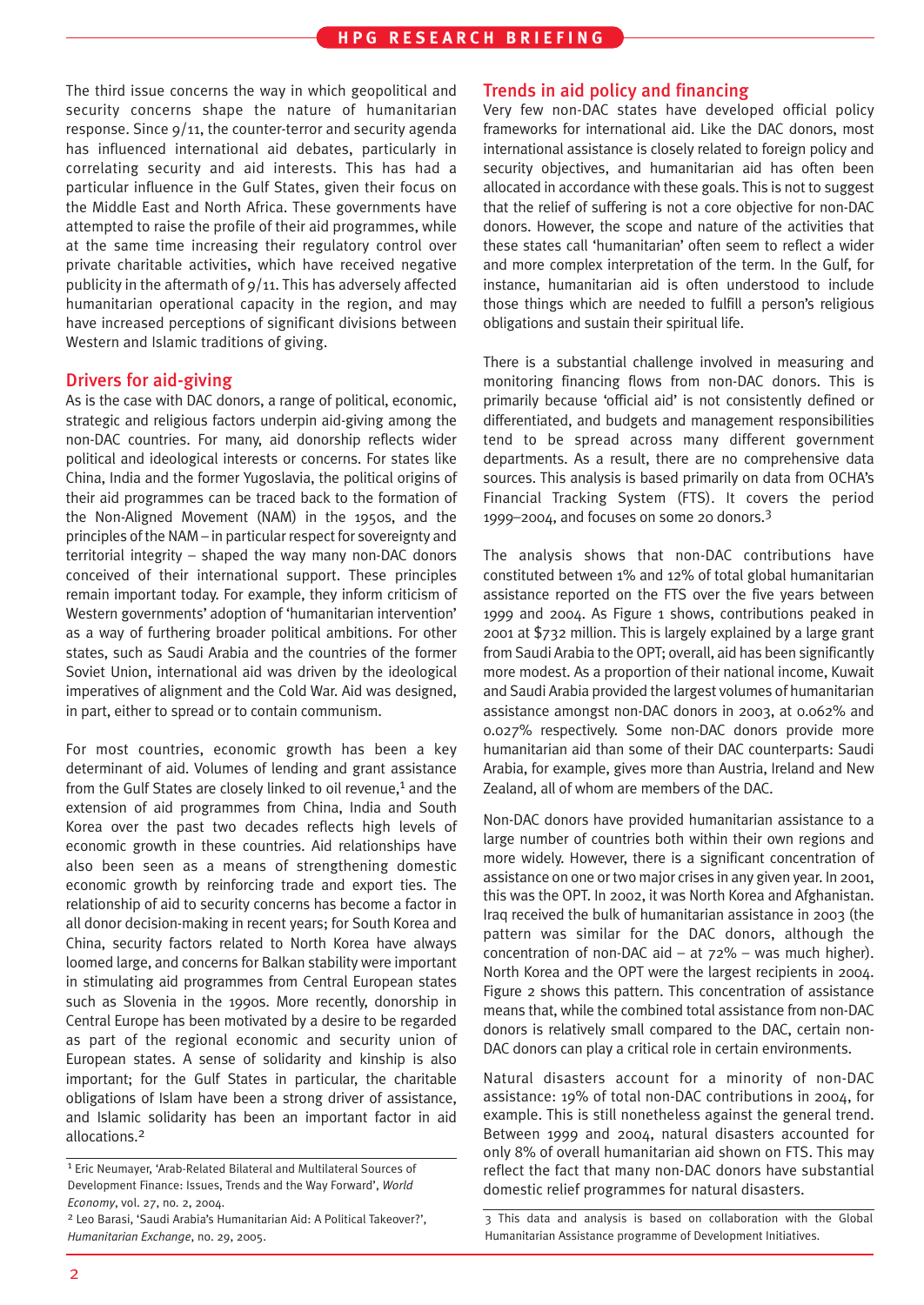The third issue concerns the way in which geopolitical and security concerns shape the nature of humanitarian response. Since 9/11, the counter-terror and security agenda has influenced international aid debates, particularly in correlating security and aid interests. This has had a particular influence in the Gulf States, given their focus on the Middle East and North Africa. These governments have attempted to raise the profile of their aid programmes, while at the same time increasing their regulatory control over private charitable activities, which have received negative publicity in the aftermath of 9/11. This has adversely affected humanitarian operational capacity in the region, and may have increased perceptions of significant divisions between Western and Islamic traditions of giving.

## Drivers for aid-giving

As is the case with DAC donors, a range of political, economic, strategic and religious factors underpin aid-giving among the non-DAC countries. For many, aid donorship reflects wider political and ideological interests or concerns. For states like China, India and the former Yugoslavia, the political origins of their aid programmes can be traced back to the formation of the Non-Aligned Movement (NAM) in the 1950s, and the principles of the NAM – in particular respect for sovereignty and territorial integrity – shaped the way many non-DAC donors conceived of their international support. These principles remain important today. For example, they inform criticism of Western governments' adoption of 'humanitarian intervention' as a way of furthering broader political ambitions. For other states, such as Saudi Arabia and the countries of the former Soviet Union, international aid was driven by the ideological imperatives of alignment and the Cold War. Aid was designed, in part, either to spread or to contain communism.

For most countries, economic growth has been a key determinant of aid. Volumes of lending and grant assistance from the Gulf States are closely linked to oil revenue,[1] and the extension of aid programmes from China, India and South Korea over the past two decades reflects high levels of economic growth in these countries. Aid relationships have also been seen as a means of strengthening domestic economic growth by reinforcing trade and export ties. The relationship of aid to security concerns has become a factor in all donor decision-making in recent years; for South Korea and China, security factors related to North Korea have always loomed large, and concerns for Balkan stability were important in stimulating aid programmes from Central European states such as Slovenia in the 1990s. More recently, donorship in Central Europe has been motivated by a desire to be regarded as part of the regional economic and security union of European states. A sense of solidarity and kinship is also important; for the Gulf States in particular, the charitable obligations of Islam have been a strong driver of assistance, and Islamic solidarity has been an important factor in aid allocations.[2]

[1] Eric Neumayer, 'Arab-Related Bilateral and Multilateral Sources of Development Finance: Issues, Trends and the Way Forward', *World Economy*, vol. 27, no. 2, 2004.

[2] Leo Barasi, 'Saudi Arabia's Humanitarian Aid: A Political Takeover?', *Humanitarian Exchange*, no. 29, 2005.

## Trends in aid policy and financing

Very few non-DAC states have developed official policy frameworks for international aid. Like the DAC donors, most international assistance is closely related to foreign policy and security objectives, and humanitarian aid has often been allocated in accordance with these goals. This is not to suggest that the relief of suffering is not a core objective for non-DAC donors. However, the scope and nature of the activities that these states call 'humanitarian' often seem to reflect a wider and more complex interpretation of the term. In the Gulf, for instance, humanitarian aid is often understood to include those things which are needed to fulfill a person's religious obligations and sustain their spiritual life.

There is a substantial challenge involved in measuring and monitoring financing flows from non-DAC donors. This is primarily because 'official aid' is not consistently defined or differentiated, and budgets and management responsibilities tend to be spread across many different government departments. As a result, there are no comprehensive data sources. This analysis is based primarily on data from OCHA's Financial Tracking System (FTS). It covers the period 1999–2004, and focuses on some 20 donors.[3]

The analysis shows that non-DAC contributions have constituted between 1% and 12% of total global humanitarian assistance reported on the FTS over the five years between 1999 and 2004. As Figure 1 shows, contributions peaked in 2001 at $732 million. This is largely explained by a large grant from Saudi Arabia to the OPT; overall, aid has been significantly more modest. As a proportion of their national income, Kuwait and Saudi Arabia provided the largest volumes of humanitarian assistance amongst non-DAC donors in 2003, at 0.062% and 0.027% respectively. Some non-DAC donors provide more humanitarian aid than some of their DAC counterparts: Saudi Arabia, for example, gives more than Austria, Ireland and New Zealand, all of whom are members of the DAC.

Non-DAC donors have provided humanitarian assistance to a large number of countries both within their own regions and more widely. However, there is a significant concentration of assistance on one or two major crises in any given year. In 2001, this was the OPT. In 2002, it was North Korea and Afghanistan. Iraq received the bulk of humanitarian assistance in 2003 (the pattern was similar for the DAC donors, although the concentration of non-DAC aid – at 72% – was much higher). North Korea and the OPT were the largest recipients in 2004. Figure 2 shows this pattern. This concentration of assistance means that, while the combined total assistance from non-DAC donors is relatively small compared to the DAC, certain non-DAC donors can play a critical role in certain environments.

Natural disasters account for a minority of non-DAC assistance: 19% of total non-DAC contributions in 2004, for example. This is still nonetheless against the general trend. Between 1999 and 2004, natural disasters accounted for only 8% of overall humanitarian aid shown on FTS. This may reflect the fact that many non-DAC donors have substantial domestic relief programmes for natural disasters.

[3] This data and analysis is based on collaboration with the Global Humanitarian Assistance programme of Development Initiatives.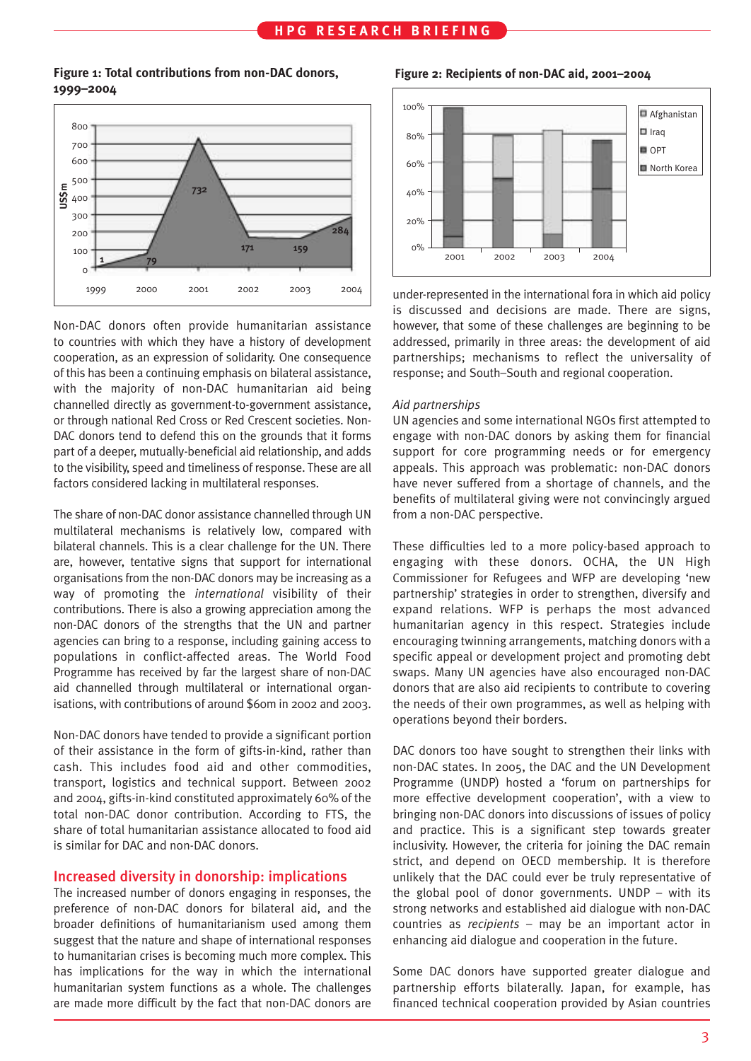**Figure 1: Total contributions from non-DAC donors, 1999–2004**

| Year | US$m |
|---|---|
| 1999 | 1 |
| 2000 | 79 |
| 2001 | 732 |
| 2002 | 171 |
| 2003 | 159 |
| 2004 | 284 |

**Figure 2: Recipients of non-DAC aid, 2001–2004**

Legend: Afghanistan, Iraq, OPT, North Korea

Non-DAC donors often provide humanitarian assistance to countries with which they have a history of development cooperation, as an expression of solidarity. One consequence of this has been a continuing emphasis on bilateral assistance, with the majority of non-DAC humanitarian aid being channelled directly as government-to-government assistance, or through national Red Cross or Red Crescent societies. Non-DAC donors tend to defend this on the grounds that it forms part of a deeper, mutually-beneficial aid relationship, and adds to the visibility, speed and timeliness of response. These are all factors considered lacking in multilateral responses.

The share of non-DAC donor assistance channelled through UN multilateral mechanisms is relatively low, compared with bilateral channels. This is a clear challenge for the UN. There are, however, tentative signs that support for international organisations from the non-DAC donors may be increasing as a way of promoting the *international* visibility of their contributions. There is also a growing appreciation among the non-DAC donors of the strengths that the UN and partner agencies can bring to a response, including gaining access to populations in conflict-affected areas. The World Food Programme has received by far the largest share of non-DAC aid channelled through multilateral or international organisations, with contributions of around $60m in 2002 and 2003.

Non-DAC donors have tended to provide a significant portion of their assistance in the form of gifts-in-kind, rather than cash. This includes food aid and other commodities, transport, logistics and technical support. Between 2002 and 2004, gifts-in-kind constituted approximately 60% of the total non-DAC donor contribution. According to FTS, the share of total humanitarian assistance allocated to food aid is similar for DAC and non-DAC donors.

## Increased diversity in donorship: implications

The increased number of donors engaging in responses, the preference of non-DAC donors for bilateral aid, and the broader definitions of humanitarianism used among them suggest that the nature and shape of international responses to humanitarian crises is becoming much more complex. This has implications for the way in which the international humanitarian system functions as a whole. The challenges are made more difficult by the fact that non-DAC donors are under-represented in the international fora in which aid policy is discussed and decisions are made. There are signs, however, that some of these challenges are beginning to be addressed, primarily in three areas: the development of aid partnerships; mechanisms to reflect the universality of response; and South–South and regional cooperation.

*Aid partnerships*

UN agencies and some international NGOs first attempted to engage with non-DAC donors by asking them for financial support for core programming needs or for emergency appeals. This approach was problematic: non-DAC donors have never suffered from a shortage of channels, and the benefits of multilateral giving were not convincingly argued from a non-DAC perspective.

These difficulties led to a more policy-based approach to engaging with these donors. OCHA, the UN High Commissioner for Refugees and WFP are developing 'new partnership' strategies in order to strengthen, diversify and expand relations. WFP is perhaps the most advanced humanitarian agency in this respect. Strategies include encouraging twinning arrangements, matching donors with a specific appeal or development project and promoting debt swaps. Many UN agencies have also encouraged non-DAC donors that are also aid recipients to contribute to covering the needs of their own programmes, as well as helping with operations beyond their borders.

DAC donors too have sought to strengthen their links with non-DAC states. In 2005, the DAC and the UN Development Programme (UNDP) hosted a 'forum on partnerships for more effective development cooperation', with a view to bringing non-DAC donors into discussions of issues of policy and practice. This is a significant step towards greater inclusivity. However, the criteria for joining the DAC remain strict, and depend on OECD membership. It is therefore unlikely that the DAC could ever be truly representative of the global pool of donor governments. UNDP – with its strong networks and established aid dialogue with non-DAC countries as *recipients* – may be an important actor in enhancing aid dialogue and cooperation in the future.

Some DAC donors have supported greater dialogue and partnership efforts bilaterally. Japan, for example, has financed technical cooperation provided by Asian countries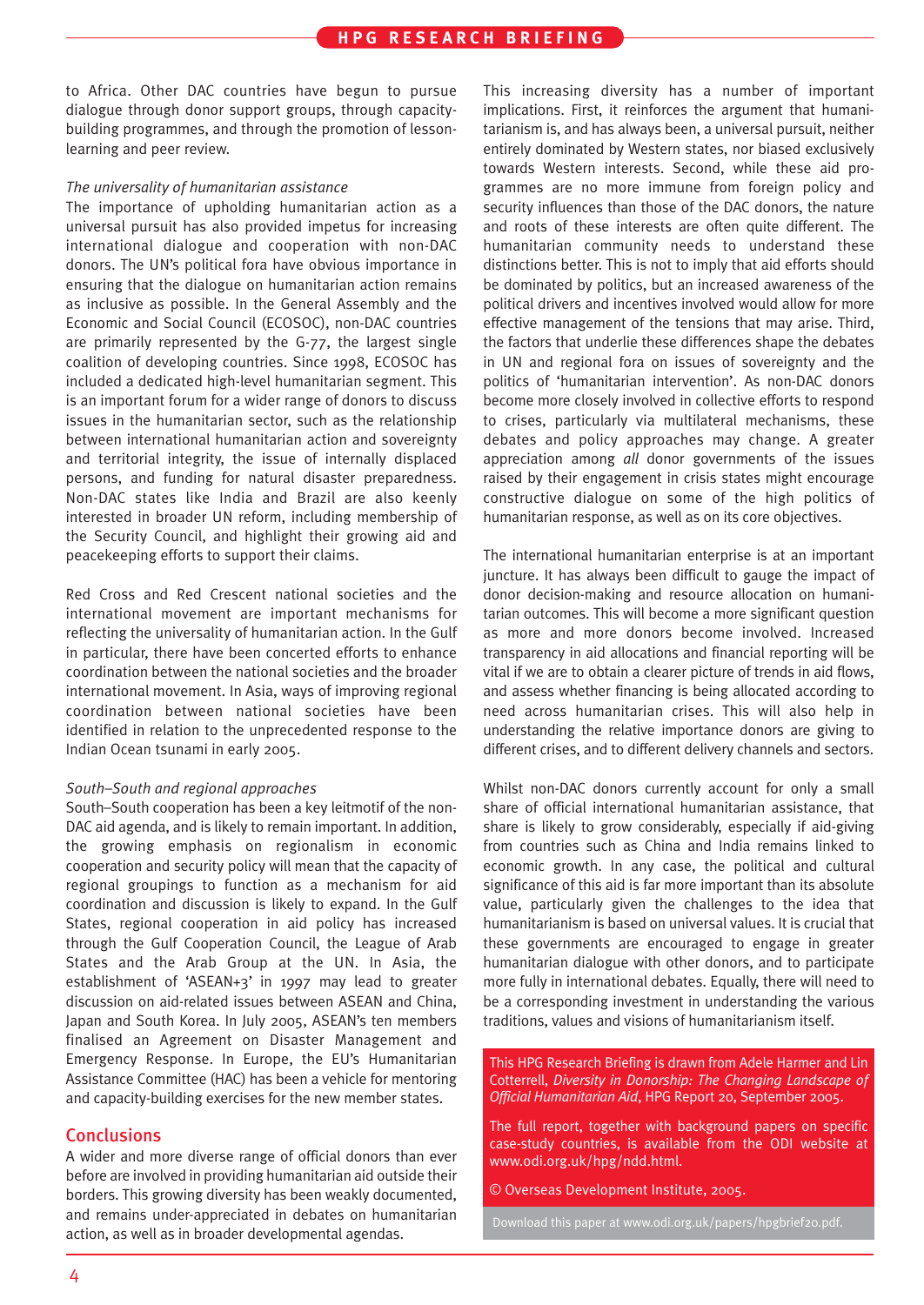to Africa. Other DAC countries have begun to pursue dialogue through donor support groups, through capacity-building programmes, and through the promotion of lesson-learning and peer review.

*The universality of humanitarian assistance*

The importance of upholding humanitarian action as a universal pursuit has also provided impetus for increasing international dialogue and cooperation with non-DAC donors. The UN's political fora have obvious importance in ensuring that the dialogue on humanitarian action remains as inclusive as possible. In the General Assembly and the Economic and Social Council (ECOSOC), non-DAC countries are primarily represented by the G-77, the largest single coalition of developing countries. Since 1998, ECOSOC has included a dedicated high-level humanitarian segment. This is an important forum for a wider range of donors to discuss issues in the humanitarian sector, such as the relationship between international humanitarian action and sovereignty and territorial integrity, the issue of internally displaced persons, and funding for natural disaster preparedness. Non-DAC states like India and Brazil are also keenly interested in broader UN reform, including membership of the Security Council, and highlight their growing aid and peacekeeping efforts to support their claims.

Red Cross and Red Crescent national societies and the international movement are important mechanisms for reflecting the universality of humanitarian action. In the Gulf in particular, there have been concerted efforts to enhance coordination between the national societies and the broader international movement. In Asia, ways of improving regional coordination between national societies have been identified in relation to the unprecedented response to the Indian Ocean tsunami in early 2005.

*South–South and regional approaches*

South–South cooperation has been a key leitmotif of the non-DAC aid agenda, and is likely to remain important. In addition, the growing emphasis on regionalism in economic cooperation and security policy will mean that the capacity of regional groupings to function as a mechanism for aid coordination and discussion is likely to expand. In the Gulf States, regional cooperation in aid policy has increased through the Gulf Cooperation Council, the League of Arab States and the Arab Group at the UN. In Asia, the establishment of 'ASEAN+3' in 1997 may lead to greater discussion on aid-related issues between ASEAN and China, Japan and South Korea. In July 2005, ASEAN's ten members finalised an Agreement on Disaster Management and Emergency Response. In Europe, the EU's Humanitarian Assistance Committee (HAC) has been a vehicle for mentoring and capacity-building exercises for the new member states.

## Conclusions

A wider and more diverse range of official donors than ever before are involved in providing humanitarian aid outside their borders. This growing diversity has been weakly documented, and remains under-appreciated in debates on humanitarian action, as well as in broader developmental agendas.

This increasing diversity has a number of important implications. First, it reinforces the argument that humanitarianism is, and has always been, a universal pursuit, neither entirely dominated by Western states, nor biased exclusively towards Western interests. Second, while these aid programmes are no more immune from foreign policy and security influences than those of the DAC donors, the nature and roots of these interests are often quite different. The humanitarian community needs to understand these distinctions better. This is not to imply that aid efforts should be dominated by politics, but an increased awareness of the political drivers and incentives involved would allow for more effective management of the tensions that may arise. Third, the factors that underlie these differences shape the debates in UN and regional fora on issues of sovereignty and the politics of 'humanitarian intervention'. As non-DAC donors become more closely involved in collective efforts to respond to crises, particularly via multilateral mechanisms, these debates and policy approaches may change. A greater appreciation among *all* donor governments of the issues raised by their engagement in crisis states might encourage constructive dialogue on some of the high politics of humanitarian response, as well as on its core objectives.

The international humanitarian enterprise is at an important juncture. It has always been difficult to gauge the impact of donor decision-making and resource allocation on humanitarian outcomes. This will become a more significant question as more and more donors become involved. Increased transparency in aid allocations and financial reporting will be vital if we are to obtain a clearer picture of trends in aid flows, and assess whether financing is being allocated according to need across humanitarian crises. This will also help in understanding the relative importance donors are giving to different crises, and to different delivery channels and sectors.

Whilst non-DAC donors currently account for only a small share of official international humanitarian assistance, that share is likely to grow considerably, especially if aid-giving from countries such as China and India remains linked to economic growth. In any case, the political and cultural significance of this aid is far more important than its absolute value, particularly given the challenges to the idea that humanitarianism is based on universal values. It is crucial that these governments are encouraged to engage in greater humanitarian dialogue with other donors, and to participate more fully in international debates. Equally, there will need to be a corresponding investment in understanding the various traditions, values and visions of humanitarianism itself.

This HPG Research Briefing is drawn from Adele Harmer and Lin Cotterrell, *Diversity in Donorship: The Changing Landscape of Official Humanitarian Aid*, HPG Report 20, September 2005.

The full report, together with background papers on specific case-study countries, is available from the ODI website at www.odi.org.uk/hpg/ndd.html.

© Overseas Development Institute, 2005.

Download this paper at www.odi.org.uk/papers/hpgbrief20.pdf.